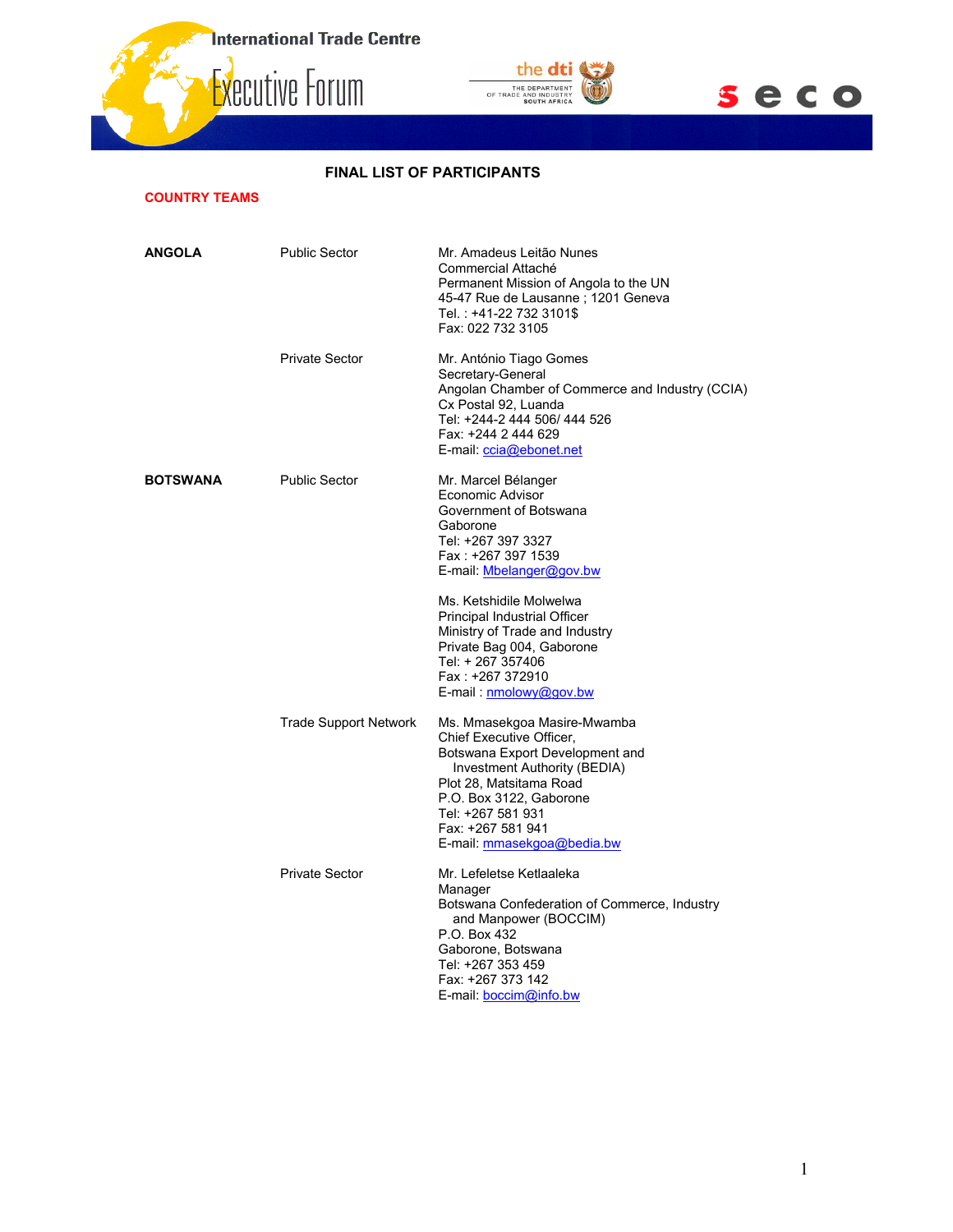International Trade Centre

Executive Forum

the dti THE DEPARTMENT OF TRADE AND INDUSTRY SOUTH AFRICA

seco

## FINAL LIST OF PARTICIPANTS

### COUNTRY TEAMS

| | | |
|---|---|---|
| **ANGOLA** | Public Sector | Mr. Amadeus Leitão Nunes<br>Commercial Attaché<br>Permanent Mission of Angola to the UN<br>45-47 Rue de Lausanne ; 1201 Geneva<br>Tel. : +41-22 732 3101$<br>Fax: 022 732 3105 |
| | Private Sector | Mr. António Tiago Gomes<br>Secretary-General<br>Angolan Chamber of Commerce and Industry (CCIA)<br>Cx Postal 92, Luanda<br>Tel: +244-2 444 506/ 444 526<br>Fax: +244 2 444 629<br>E-mail: ccia@ebonet.net |
| **BOTSWANA** | Public Sector | Mr. Marcel Bélanger<br>Economic Advisor<br>Government of Botswana<br>Gaborone<br>Tel: +267 397 3327<br>Fax : +267 397 1539<br>E-mail: Mbelanger@gov.bw |
| | | Ms. Ketshidile Molwelwa<br>Principal Industrial Officer<br>Ministry of Trade and Industry<br>Private Bag 004, Gaborone<br>Tel: + 267 357406<br>Fax : +267 372910<br>E-mail : nmolowy@gov.bw |
| | Trade Support Network | Ms. Mmasekgoa Masire-Mwamba<br>Chief Executive Officer,<br>Botswana Export Development and Investment Authority (BEDIA)<br>Plot 28, Matsitama Road<br>P.O. Box 3122, Gaborone<br>Tel: +267 581 931<br>Fax: +267 581 941<br>E-mail: mmasekgoa@bedia.bw |
| | Private Sector | Mr. Lefeletse Ketlaaleka<br>Manager<br>Botswana Confederation of Commerce, Industry and Manpower (BOCCIM)<br>P.O. Box 432<br>Gaborone, Botswana<br>Tel: +267 353 459<br>Fax: +267 373 142<br>E-mail: boccim@info.bw |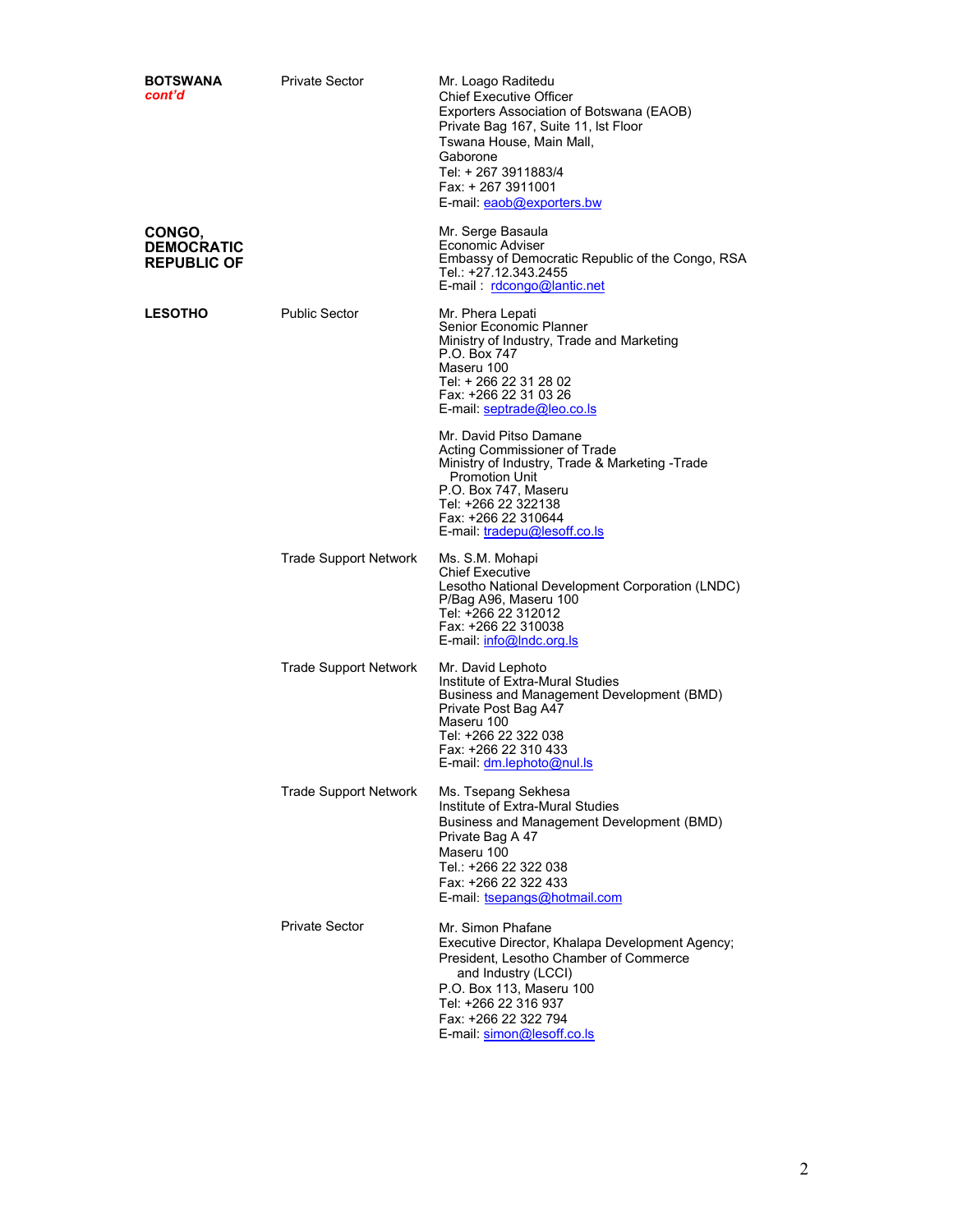| | | |
|---|---|---|
| **BOTSWANA** ***cont'd*** | Private Sector | Mr. Loago Raditedu<br>Chief Executive Officer<br>Exporters Association of Botswana (EAOB)<br>Private Bag 167, Suite 11, Ist Floor<br>Tswana House, Main Mall,<br>Gaborone<br>Tel: + 267 3911883/4<br>Fax: + 267 3911001<br>E-mail: eaob@exporters.bw |
| **CONGO, DEMOCRATIC REPUBLIC OF** | | Mr. Serge Basaula<br>Economic Adviser<br>Embassy of Democratic Republic of the Congo, RSA<br>Tel.: +27.12.343.2455<br>E-mail : rdcongo@lantic.net |
| **LESOTHO** | Public Sector | Mr. Phera Lepati<br>Senior Economic Planner<br>Ministry of Industry, Trade and Marketing<br>P.O. Box 747<br>Maseru 100<br>Tel: + 266 22 31 28 02<br>Fax: +266 22 31 03 26<br>E-mail: septrade@leo.co.ls |
| | | Mr. David Pitso Damane<br>Acting Commissioner of Trade<br>Ministry of Industry, Trade & Marketing -Trade Promotion Unit<br>P.O. Box 747, Maseru<br>Tel: +266 22 322138<br>Fax: +266 22 310644<br>E-mail: tradepu@lesoff.co.ls |
| | Trade Support Network | Ms. S.M. Mohapi<br>Chief Executive<br>Lesotho National Development Corporation (LNDC)<br>P/Bag A96, Maseru 100<br>Tel: +266 22 312012<br>Fax: +266 22 310038<br>E-mail: info@lndc.org.ls |
| | Trade Support Network | Mr. David Lephoto<br>Institute of Extra-Mural Studies<br>Business and Management Development (BMD)<br>Private Post Bag A47<br>Maseru 100<br>Tel: +266 22 322 038<br>Fax: +266 22 310 433<br>E-mail: dm.lephoto@nul.ls |
| | Trade Support Network | Ms. Tsepang Sekhesa<br>Institute of Extra-Mural Studies<br>Business and Management Development (BMD)<br>Private Bag A 47<br>Maseru 100<br>Tel.: +266 22 322 038<br>Fax: +266 22 322 433<br>E-mail: tsepangs@hotmail.com |
| | Private Sector | Mr. Simon Phafane<br>Executive Director, Khalapa Development Agency;<br>President, Lesotho Chamber of Commerce and Industry (LCCI)<br>P.O. Box 113, Maseru 100<br>Tel: +266 22 316 937<br>Fax: +266 22 322 794<br>E-mail: simon@lesoff.co.ls |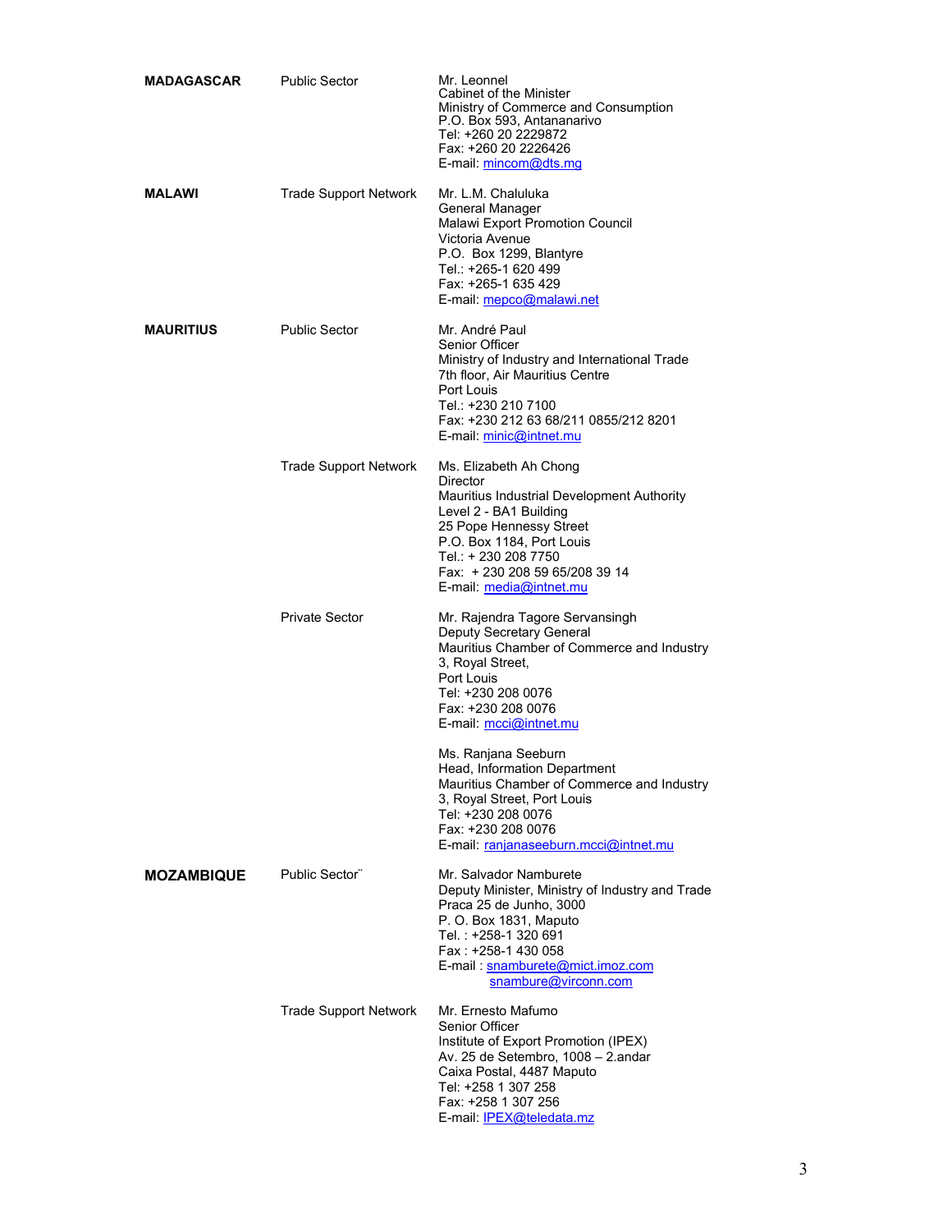| | | |
|---|---|---|
| **MADAGASCAR** | Public Sector | Mr. Leonnel<br>Cabinet of the Minister<br>Ministry of Commerce and Consumption<br>P.O. Box 593, Antananarivo<br>Tel: +260 20 2229872<br>Fax: +260 20 2226426<br>E-mail: mincom@dts.mg |
| **MALAWI** | Trade Support Network | Mr. L.M. Chaluluka<br>General Manager<br>Malawi Export Promotion Council<br>Victoria Avenue<br>P.O. Box 1299, Blantyre<br>Tel.: +265-1 620 499<br>Fax: +265-1 635 429<br>E-mail: mepco@malawi.net |
| **MAURITIUS** | Public Sector | Mr. André Paul<br>Senior Officer<br>Ministry of Industry and International Trade<br>7th floor, Air Mauritius Centre<br>Port Louis<br>Tel.: +230 210 7100<br>Fax: +230 212 63 68/211 0855/212 8201<br>E-mail: minic@intnet.mu |
| | Trade Support Network | Ms. Elizabeth Ah Chong<br>Director<br>Mauritius Industrial Development Authority<br>Level 2 - BA1 Building<br>25 Pope Hennessy Street<br>P.O. Box 1184, Port Louis<br>Tel.: + 230 208 7750<br>Fax: + 230 208 59 65/208 39 14<br>E-mail: media@intnet.mu |
| | Private Sector | Mr. Rajendra Tagore Servansingh<br>Deputy Secretary General<br>Mauritius Chamber of Commerce and Industry<br>3, Royal Street,<br>Port Louis<br>Tel: +230 208 0076<br>Fax: +230 208 0076<br>E-mail: mcci@intnet.mu |
| | | Ms. Ranjana Seeburn<br>Head, Information Department<br>Mauritius Chamber of Commerce and Industry<br>3, Royal Street, Port Louis<br>Tel: +230 208 0076<br>Fax: +230 208 0076<br>E-mail: ranjanaseeburn.mcci@intnet.mu |
| **MOZAMBIQUE** | Public Sector¨ | Mr. Salvador Namburete<br>Deputy Minister, Ministry of Industry and Trade<br>Praca 25 de Junho, 3000<br>P. O. Box 1831, Maputo<br>Tel. : +258-1 320 691<br>Fax : +258-1 430 058<br>E-mail : snamburete@mict.imoz.com<br>snambure@virconn.com |
| | Trade Support Network | Mr. Ernesto Mafumo<br>Senior Officer<br>Institute of Export Promotion (IPEX)<br>Av. 25 de Setembro, 1008 – 2.andar<br>Caixa Postal, 4487 Maputo<br>Tel: +258 1 307 258<br>Fax: +258 1 307 256<br>E-mail: IPEX@teledata.mz |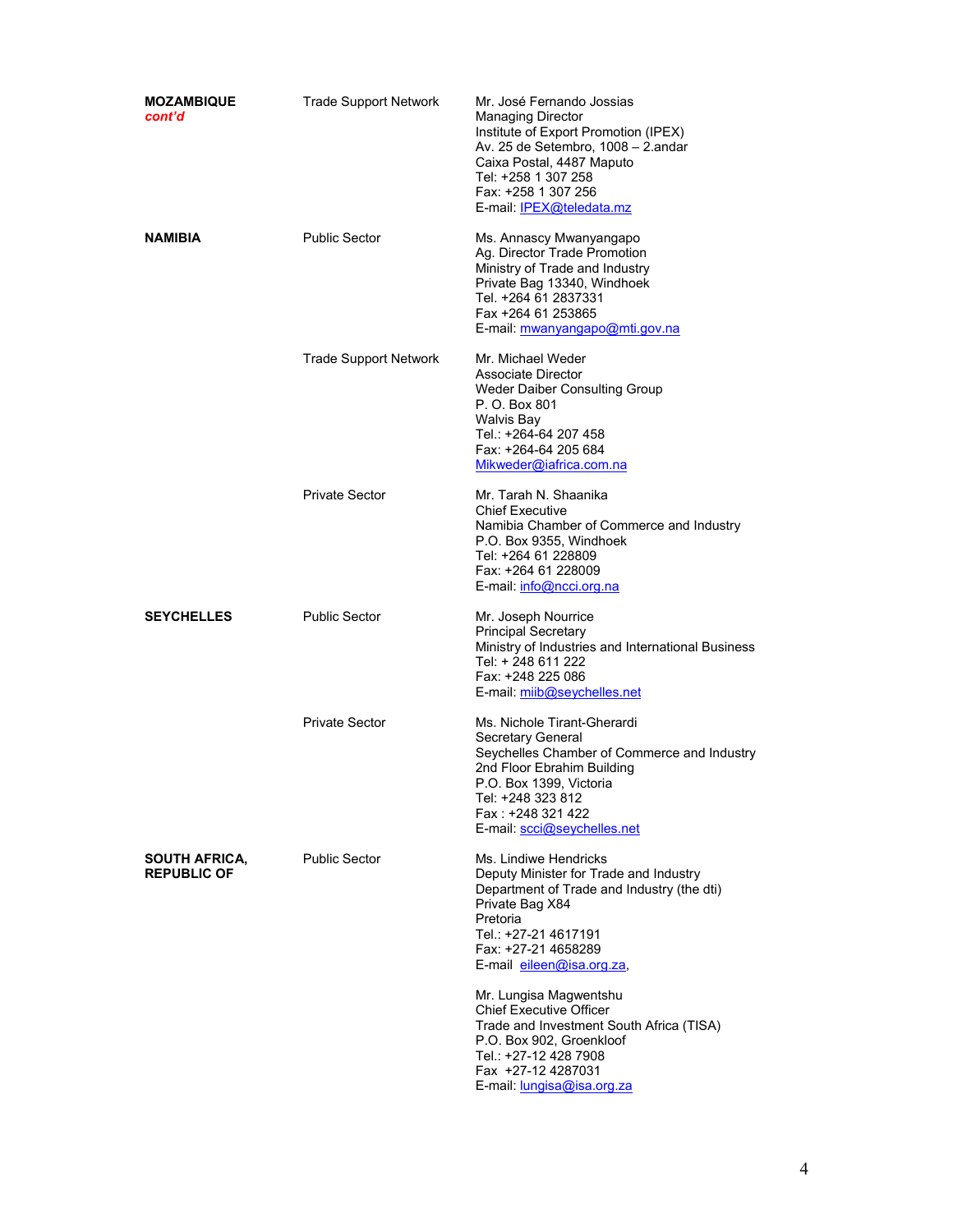| | | |
|---|---|---|
| **MOZAMBIQUE** *cont'd* | Trade Support Network | Mr. José Fernando Jossias<br>Managing Director<br>Institute of Export Promotion (IPEX)<br>Av. 25 de Setembro, 1008 – 2.andar<br>Caixa Postal, 4487 Maputo<br>Tel: +258 1 307 258<br>Fax: +258 1 307 256<br>E-mail: IPEX@teledata.mz |
| **NAMIBIA** | Public Sector | Ms. Annascy Mwanyangapo<br>Ag. Director Trade Promotion<br>Ministry of Trade and Industry<br>Private Bag 13340, Windhoek<br>Tel. +264 61 2837331<br>Fax +264 61 253865<br>E-mail: mwanyangapo@mti.gov.na |
| | Trade Support Network | Mr. Michael Weder<br>Associate Director<br>Weder Daiber Consulting Group<br>P. O. Box 801<br>Walvis Bay<br>Tel.: +264-64 207 458<br>Fax: +264-64 205 684<br>Mikweder@iafrica.com.na |
| | Private Sector | Mr. Tarah N. Shaanika<br>Chief Executive<br>Namibia Chamber of Commerce and Industry<br>P.O. Box 9355, Windhoek<br>Tel: +264 61 228809<br>Fax: +264 61 228009<br>E-mail: info@ncci.org.na |
| **SEYCHELLES** | Public Sector | Mr. Joseph Nourrice<br>Principal Secretary<br>Ministry of Industries and International Business<br>Tel: + 248 611 222<br>Fax: +248 225 086<br>E-mail: miib@seychelles.net |
| | Private Sector | Ms. Nichole Tirant-Gherardi<br>Secretary General<br>Seychelles Chamber of Commerce and Industry<br>2nd Floor Ebrahim Building<br>P.O. Box 1399, Victoria<br>Tel: +248 323 812<br>Fax : +248 321 422<br>E-mail: scci@seychelles.net |
| **SOUTH AFRICA, REPUBLIC OF** | Public Sector | Ms. Lindiwe Hendricks<br>Deputy Minister for Trade and Industry<br>Department of Trade and Industry (the dti)<br>Private Bag X84<br>Pretoria<br>Tel.: +27-21 4617191<br>Fax: +27-21 4658289<br>E-mail eileen@isa.org.za, |
| | | Mr. Lungisa Magwentshu<br>Chief Executive Officer<br>Trade and Investment South Africa (TISA)<br>P.O. Box 902, Groenkloof<br>Tel.: +27-12 428 7908<br>Fax +27-12 4287031<br>E-mail: lungisa@isa.org.za |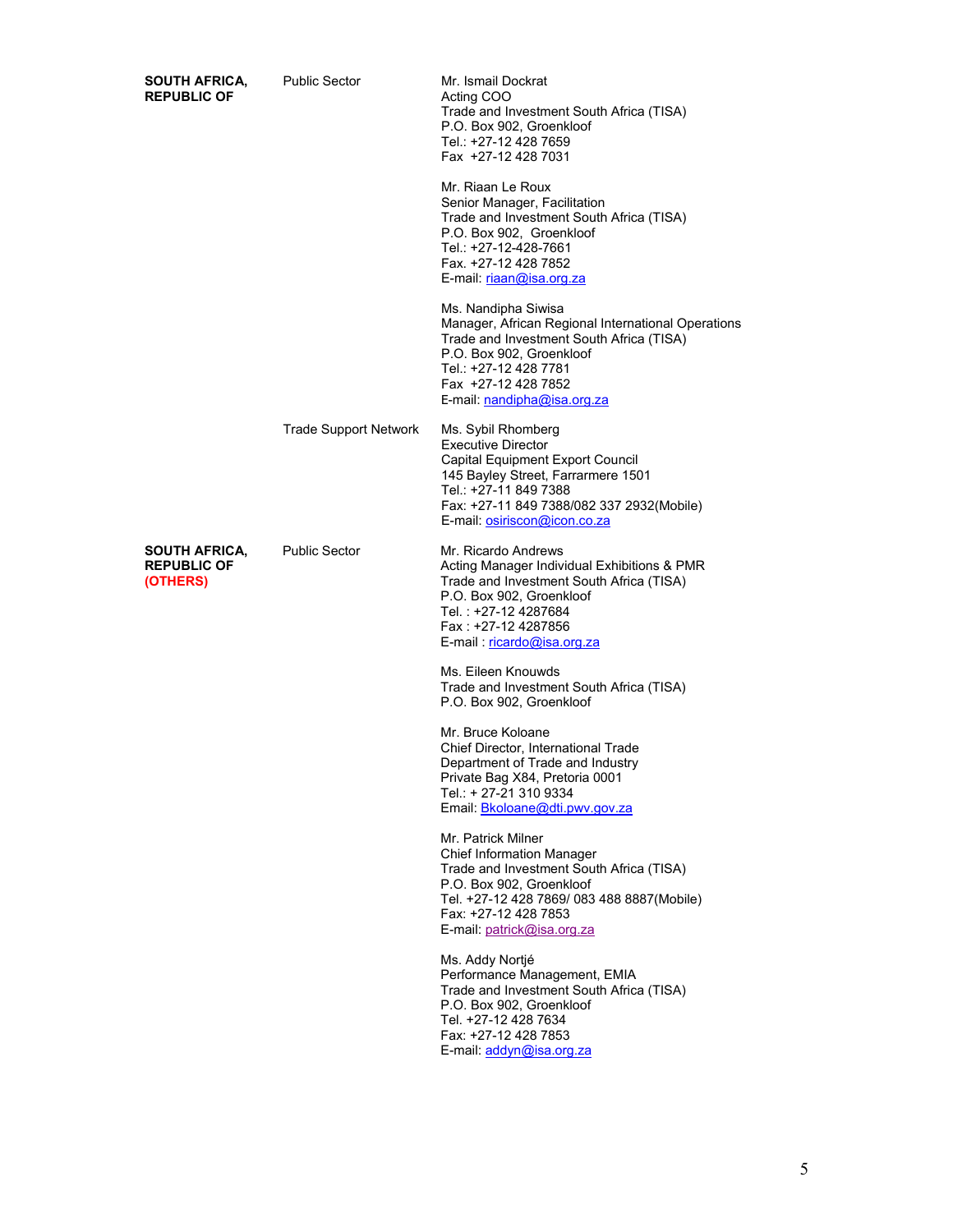| | | |
|---|---|---|
| **SOUTH AFRICA, REPUBLIC OF** | Public Sector | Mr. Ismail Dockrat<br>Acting COO<br>Trade and Investment South Africa (TISA)<br>P.O. Box 902, Groenkloof<br>Tel.: +27-12 428 7659<br>Fax +27-12 428 7031 |
| | | Mr. Riaan Le Roux<br>Senior Manager, Facilitation<br>Trade and Investment South Africa (TISA)<br>P.O. Box 902, Groenkloof<br>Tel.: +27-12-428-7661<br>Fax. +27-12 428 7852<br>E-mail: riaan@isa.org.za |
| | | Ms. Nandipha Siwisa<br>Manager, African Regional International Operations<br>Trade and Investment South Africa (TISA)<br>P.O. Box 902, Groenkloof<br>Tel.: +27-12 428 7781<br>Fax +27-12 428 7852<br>E-mail: nandipha@isa.org.za |
| | Trade Support Network | Ms. Sybil Rhomberg<br>Executive Director<br>Capital Equipment Export Council<br>145 Bayley Street, Farrarmere 1501<br>Tel.: +27-11 849 7388<br>Fax: +27-11 849 7388/082 337 2932(Mobile)<br>E-mail: osiriscon@icon.co.za |
| **SOUTH AFRICA, REPUBLIC OF (OTHERS)** | Public Sector | Mr. Ricardo Andrews<br>Acting Manager Individual Exhibitions & PMR<br>Trade and Investment South Africa (TISA)<br>P.O. Box 902, Groenkloof<br>Tel. : +27-12 4287684<br>Fax : +27-12 4287856<br>E-mail : ricardo@isa.org.za |
| | | Ms. Eileen Knouwds<br>Trade and Investment South Africa (TISA)<br>P.O. Box 902, Groenkloof |
| | | Mr. Bruce Koloane<br>Chief Director, International Trade<br>Department of Trade and Industry<br>Private Bag X84, Pretoria 0001<br>Tel.: + 27-21 310 9334<br>Email: Bkoloane@dti.pwv.gov.za |
| | | Mr. Patrick Milner<br>Chief Information Manager<br>Trade and Investment South Africa (TISA)<br>P.O. Box 902, Groenkloof<br>Tel. +27-12 428 7869/ 083 488 8887(Mobile)<br>Fax: +27-12 428 7853<br>E-mail: patrick@isa.org.za |
| | | Ms. Addy Nortjé<br>Performance Management, EMIA<br>Trade and Investment South Africa (TISA)<br>P.O. Box 902, Groenkloof<br>Tel. +27-12 428 7634<br>Fax: +27-12 428 7853<br>E-mail: addyn@isa.org.za |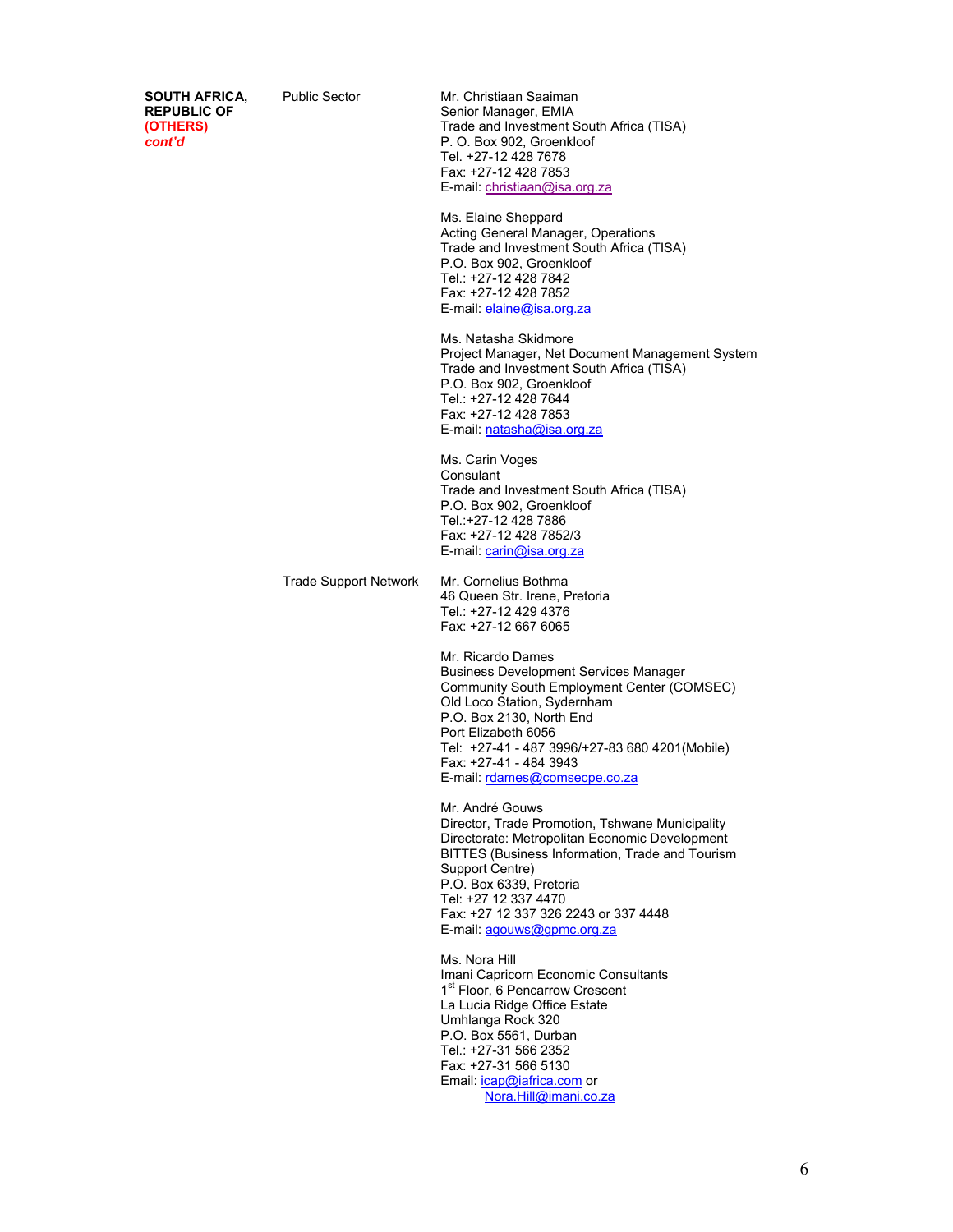**SOUTH AFRICA, REPUBLIC OF (OTHERS)** ***cont'd***

**Public Sector**

Mr. Christiaan Saaiman
Senior Manager, EMIA
Trade and Investment South Africa (TISA)
P. O. Box 902, Groenkloof
Tel. +27-12 428 7678
Fax: +27-12 428 7853
E-mail: christiaan@isa.org.za

Ms. Elaine Sheppard
Acting General Manager, Operations
Trade and Investment South Africa (TISA)
P.O. Box 902, Groenkloof
Tel.: +27-12 428 7842
Fax: +27-12 428 7852
E-mail: elaine@isa.org.za

Ms. Natasha Skidmore
Project Manager, Net Document Management System
Trade and Investment South Africa (TISA)
P.O. Box 902, Groenkloof
Tel.: +27-12 428 7644
Fax: +27-12 428 7853
E-mail: natasha@isa.org.za

Ms. Carin Voges
Consulant
Trade and Investment South Africa (TISA)
P.O. Box 902, Groenkloof
Tel.:+27-12 428 7886
Fax: +27-12 428 7852/3
E-mail: carin@isa.org.za

**Trade Support Network**

Mr. Cornelius Bothma
46 Queen Str. Irene, Pretoria
Tel.: +27-12 429 4376
Fax: +27-12 667 6065

Mr. Ricardo Dames
Business Development Services Manager
Community South Employment Center (COMSEC)
Old Loco Station, Sydernham
P.O. Box 2130, North End
Port Elizabeth 6056
Tel: +27-41 - 487 3996/+27-83 680 4201(Mobile)
Fax: +27-41 - 484 3943
E-mail: rdames@comsecpe.co.za

Mr. André Gouws
Director, Trade Promotion, Tshwane Municipality
Directorate: Metropolitan Economic Development
BITTES (Business Information, Trade and Tourism Support Centre)
P.O. Box 6339, Pretoria
Tel: +27 12 337 4470
Fax: +27 12 337 326 2243 or 337 4448
E-mail: agouws@gpmc.org.za

Ms. Nora Hill
Imani Capricorn Economic Consultants
1st Floor, 6 Pencarrow Crescent
La Lucia Ridge Office Estate
Umhlanga Rock 320
P.O. Box 5561, Durban
Tel.: +27-31 566 2352
Fax: +27-31 566 5130
Email: icap@iafrica.com or
Nora.Hill@imani.co.za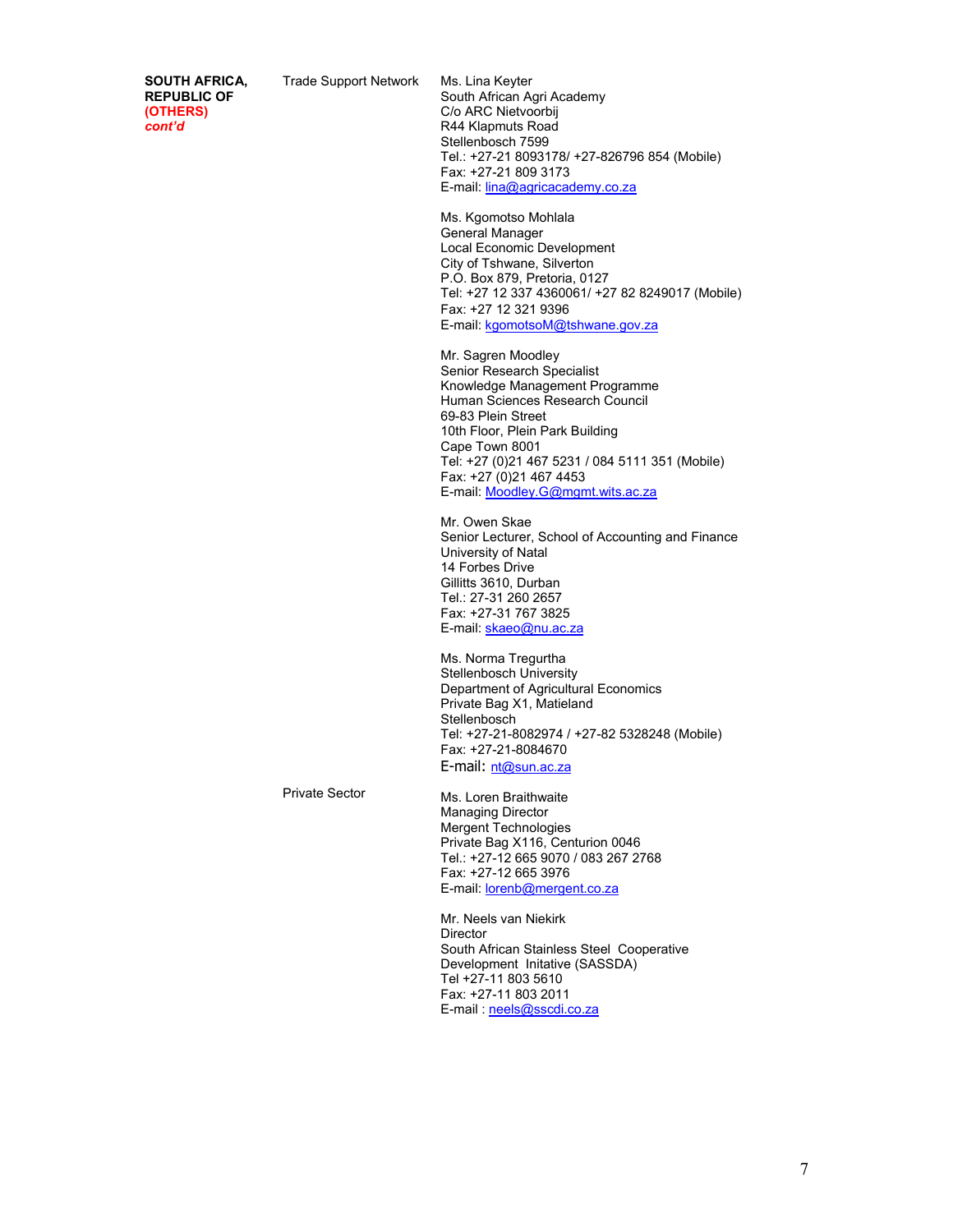| | | |
|---|---|---|
| **SOUTH AFRICA, REPUBLIC OF (OTHERS)** ***cont'd*** | Trade Support Network | Ms. Lina Keyter<br>South African Agri Academy<br>C/o ARC Nietvoorbij<br>R44 Klapmuts Road<br>Stellenbosch 7599<br>Tel.: +27-21 8093178/ +27-826796 854 (Mobile)<br>Fax: +27-21 809 3173<br>E-mail: lina@agricacademy.co.za |
| | | Ms. Kgomotso Mohlala<br>General Manager<br>Local Economic Development<br>City of Tshwane, Silverton<br>P.O. Box 879, Pretoria, 0127<br>Tel: +27 12 337 4360061/ +27 82 8249017 (Mobile)<br>Fax: +27 12 321 9396<br>E-mail: kgomotsoM@tshwane.gov.za |
| | | Mr. Sagren Moodley<br>Senior Research Specialist<br>Knowledge Management Programme<br>Human Sciences Research Council<br>69-83 Plein Street<br>10th Floor, Plein Park Building<br>Cape Town 8001<br>Tel: +27 (0)21 467 5231 / 084 5111 351 (Mobile)<br>Fax: +27 (0)21 467 4453<br>E-mail: Moodley.G@mgmt.wits.ac.za |
| | | Mr. Owen Skae<br>Senior Lecturer, School of Accounting and Finance<br>University of Natal<br>14 Forbes Drive<br>Gillitts 3610, Durban<br>Tel.: 27-31 260 2657<br>Fax: +27-31 767 3825<br>E-mail: skaeo@nu.ac.za |
| | | Ms. Norma Tregurtha<br>Stellenbosch University<br>Department of Agricultural Economics<br>Private Bag X1, Matieland<br>Stellenbosch<br>Tel: +27-21-8082974 / +27-82 5328248 (Mobile)<br>Fax: +27-21-8084670<br>E-mail: nt@sun.ac.za |
| | Private Sector | Ms. Loren Braithwaite<br>Managing Director<br>Mergent Technologies<br>Private Bag X116, Centurion 0046<br>Tel.: +27-12 665 9070 / 083 267 2768<br>Fax: +27-12 665 3976<br>E-mail: lorenb@mergent.co.za |
| | | Mr. Neels van Niekirk<br>Director<br>South African Stainless Steel Cooperative Development Initative (SASSDA)<br>Tel +27-11 803 5610<br>Fax: +27-11 803 2011<br>E-mail : neels@sscdi.co.za |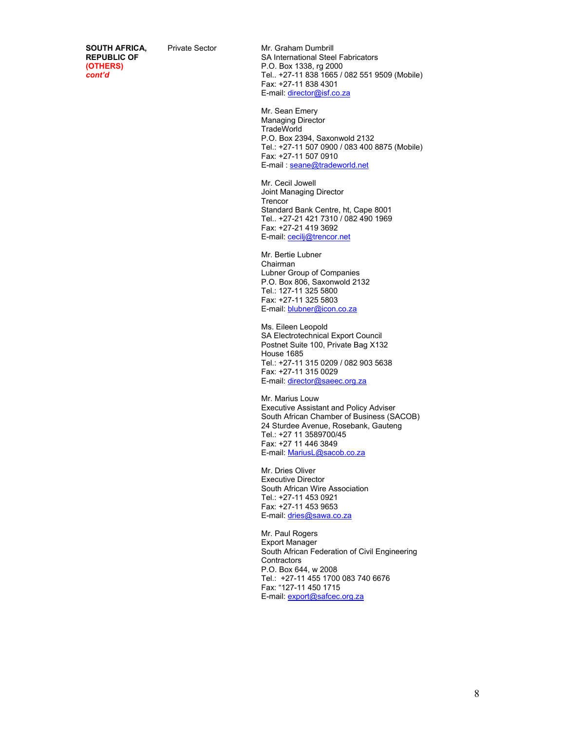**SOUTH AFRICA, REPUBLIC OF (OTHERS)** ***cont'd***

Private Sector

Mr. Graham Dumbrill
SA International Steel Fabricators
P.O. Box 1338, rg 2000
Tel.. +27-11 838 1665 / 082 551 9509 (Mobile)
Fax: +27-11 838 4301
E-mail: director@isf.co.za

Mr. Sean Emery
Managing Director
TradeWorld
P.O. Box 2394, Saxonwold 2132
Tel.: +27-11 507 0900 / 083 400 8875 (Mobile)
Fax: +27-11 507 0910
E-mail : seane@tradeworld.net

Mr. Cecil Jowell
Joint Managing Director
Trencor
Standard Bank Centre, ht, Cape 8001
Tel.. +27-21 421 7310 / 082 490 1969
Fax: +27-21 419 3692
E-mail: cecilj@trencor.net

Mr. Bertie Lubner
Chairman
Lubner Group of Companies
P.O. Box 806, Saxonwold 2132
Tel.: 127-11 325 5800
Fax: +27-11 325 5803
E-mail: blubner@icon.co.za

Ms. Eileen Leopold
SA Electrotechnical Export Council
Postnet Suite 100, Private Bag X132
House 1685
Tel.: +27-11 315 0209 / 082 903 5638
Fax: +27-11 315 0029
E-mail: director@saeec.org.za

Mr. Marius Louw
Executive Assistant and Policy Adviser
South African Chamber of Business (SACOB)
24 Sturdee Avenue, Rosebank, Gauteng
Tel.: +27 11 3589700/45
Fax: +27 11 446 3849
E-mail: MariusL@sacob.co.za

Mr. Dries Oliver
Executive Director
South African Wire Association
Tel.: +27-11 453 0921
Fax: +27-11 453 9653
E-mail: dries@sawa.co.za

Mr. Paul Rogers
Export Manager
South African Federation of Civil Engineering Contractors
P.O. Box 644, w 2008
Tel.: +27-11 455 1700 083 740 6676
Fax: "127-11 450 1715
E-mail: export@safcec.org.za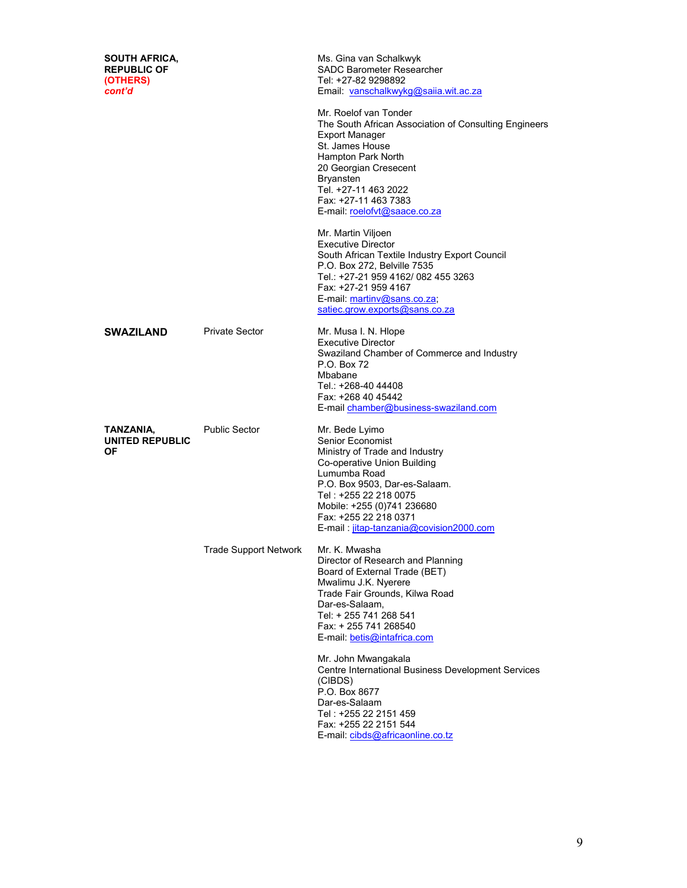| | | |
|---|---|---|
| **SOUTH AFRICA, REPUBLIC OF (OTHERS)** ***cont'd*** | | Ms. Gina van Schalkwyk<br>SADC Barometer Researcher<br>Tel: +27-82 9298892<br>Email: vanschalkwykg@saiia.wit.ac.za |
| | | Mr. Roelof van Tonder<br>The South African Association of Consulting Engineers<br>Export Manager<br>St. James House<br>Hampton Park North<br>20 Georgian Cresecent<br>Bryansten<br>Tel. +27-11 463 2022<br>Fax: +27-11 463 7383<br>E-mail: roelofvt@saace.co.za |
| | | Mr. Martin Viljoen<br>Executive Director<br>South African Textile Industry Export Council<br>P.O. Box 272, Belville 7535<br>Tel.: +27-21 959 4162/ 082 455 3263<br>Fax: +27-21 959 4167<br>E-mail: martinv@sans.co.za; satiec.grow.exports@sans.co.za |
| **SWAZILAND** | Private Sector | Mr. Musa I. N. Hlope<br>Executive Director<br>Swaziland Chamber of Commerce and Industry<br>P.O. Box 72<br>Mbabane<br>Tel.: +268-40 44408<br>Fax: +268 40 45442<br>E-mail chamber@business-swaziland.com |
| **TANZANIA, UNITED REPUBLIC OF** | Public Sector | Mr. Bede Lyimo<br>Senior Economist<br>Ministry of Trade and Industry<br>Co-operative Union Building<br>Lumumba Road<br>P.O. Box 9503, Dar-es-Salaam.<br>Tel : +255 22 218 0075<br>Mobile: +255 (0)741 236680<br>Fax: +255 22 218 0371<br>E-mail : jitap-tanzania@covision2000.com |
| | Trade Support Network | Mr. K. Mwasha<br>Director of Research and Planning<br>Board of External Trade (BET)<br>Mwalimu J.K. Nyerere<br>Trade Fair Grounds, Kilwa Road<br>Dar-es-Salaam,<br>Tel: + 255 741 268 541<br>Fax: + 255 741 268540<br>E-mail: betis@intafrica.com |
| | | Mr. John Mwangakala<br>Centre International Business Development Services (CIBDS)<br>P.O. Box 8677<br>Dar-es-Salaam<br>Tel : +255 22 2151 459<br>Fax: +255 22 2151 544<br>E-mail: cibds@africaonline.co.tz |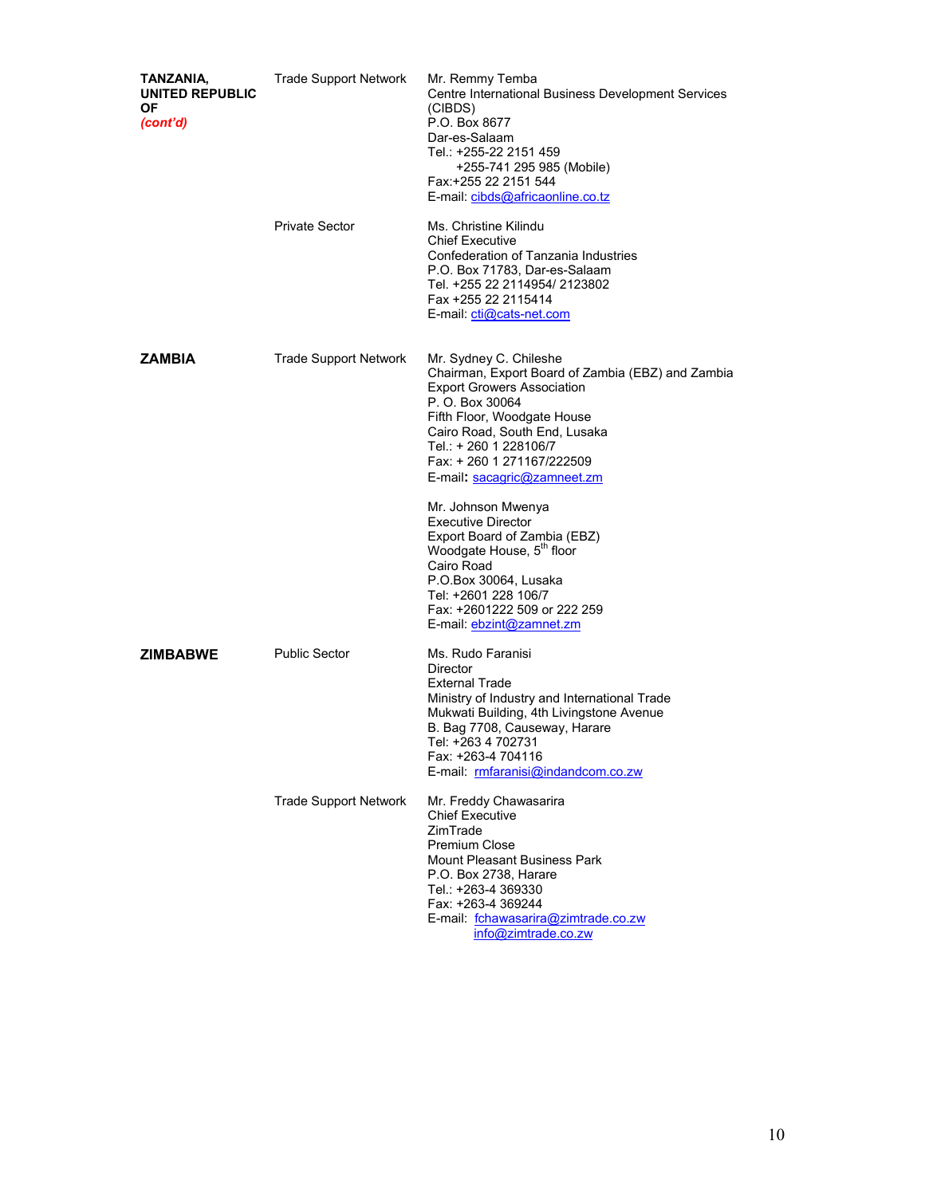| | | |
|---|---|---|
| **TANZANIA, UNITED REPUBLIC OF** *(cont'd)* | Trade Support Network | Mr. Remmy Temba<br>Centre International Business Development Services (CIBDS)<br>P.O. Box 8677<br>Dar-es-Salaam<br>Tel.: +255-22 2151 459<br>+255-741 295 985 (Mobile)<br>Fax:+255 22 2151 544<br>E-mail: cibds@africaonline.co.tz |
| | Private Sector | Ms. Christine Kilindu<br>Chief Executive<br>Confederation of Tanzania Industries<br>P.O. Box 71783, Dar-es-Salaam<br>Tel. +255 22 2114954/ 2123802<br>Fax +255 22 2115414<br>E-mail: cti@cats-net.com |
| **ZAMBIA** | Trade Support Network | Mr. Sydney C. Chileshe<br>Chairman, Export Board of Zambia (EBZ) and Zambia Export Growers Association<br>P. O. Box 30064<br>Fifth Floor, Woodgate House<br>Cairo Road, South End, Lusaka<br>Tel.: + 260 1 228106/7<br>Fax: + 260 1 271167/222509<br>E-mail: sacagric@zamneet.zm |
| | | Mr. Johnson Mwenya<br>Executive Director<br>Export Board of Zambia (EBZ)<br>Woodgate House, 5th floor<br>Cairo Road<br>P.O.Box 30064, Lusaka<br>Tel: +2601 228 106/7<br>Fax: +2601222 509 or 222 259<br>E-mail: ebzint@zamnet.zm |
| **ZIMBABWE** | Public Sector | Ms. Rudo Faranisi<br>Director<br>External Trade<br>Ministry of Industry and International Trade<br>Mukwati Building, 4th Livingstone Avenue<br>B. Bag 7708, Causeway, Harare<br>Tel: +263 4 702731<br>Fax: +263-4 704116<br>E-mail: rmfaranisi@indandcom.co.zw |
| | Trade Support Network | Mr. Freddy Chawasarira<br>Chief Executive<br>ZimTrade<br>Premium Close<br>Mount Pleasant Business Park<br>P.O. Box 2738, Harare<br>Tel.: +263-4 369330<br>Fax: +263-4 369244<br>E-mail: fchawasarira@zimtrade.co.zw<br>info@zimtrade.co.zw |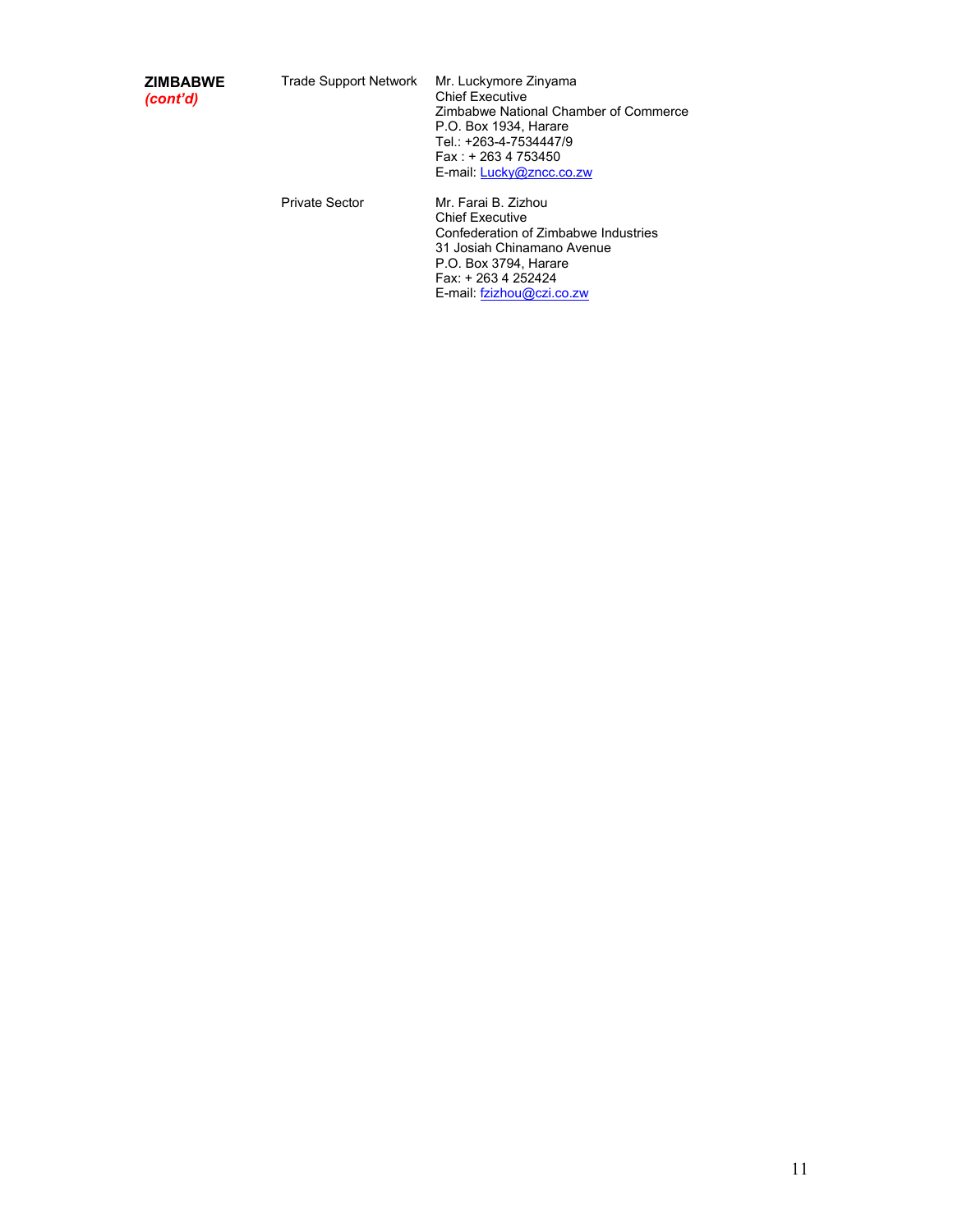| | | |
|---|---|---|
| **ZIMBABWE** *(cont'd)* | Trade Support Network | Mr. Luckymore Zinyama<br>Chief Executive<br>Zimbabwe National Chamber of Commerce<br>P.O. Box 1934, Harare<br>Tel.: +263-4-7534447/9<br>Fax : + 263 4 753450<br>E-mail: Lucky@zncc.co.zw |
| | Private Sector | Mr. Farai B. Zizhou<br>Chief Executive<br>Confederation of Zimbabwe Industries<br>31 Josiah Chinamano Avenue<br>P.O. Box 3794, Harare<br>Fax: + 263 4 252424<br>E-mail: fzizhou@czi.co.zw |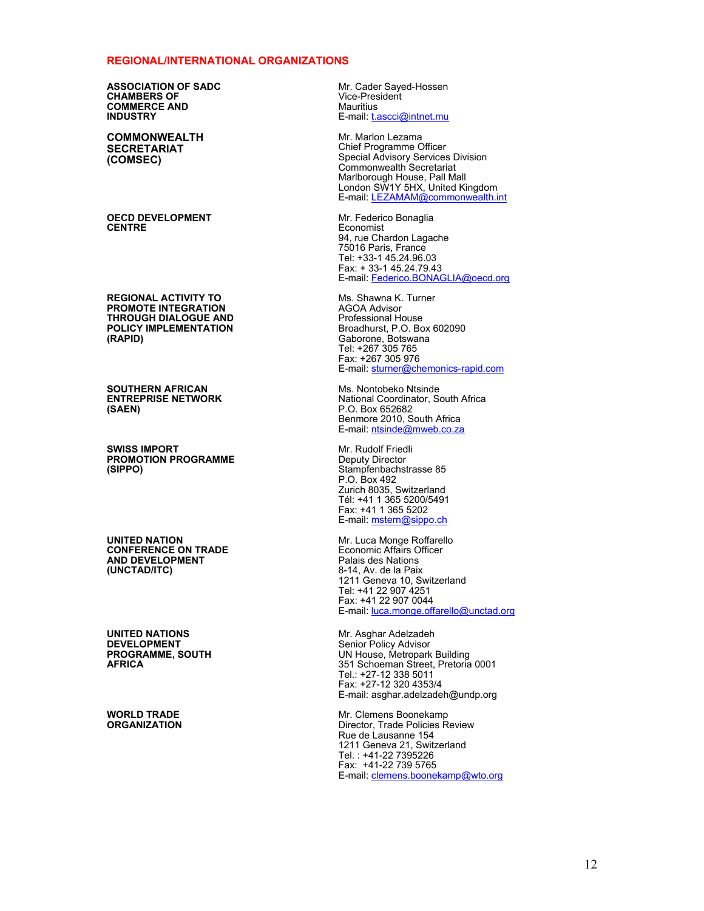## REGIONAL/INTERNATIONAL ORGANIZATIONS

**ASSOCIATION OF SADC CHAMBERS OF COMMERCE AND INDUSTRY**

Mr. Cader Sayed-Hossen
Vice-President
Mauritius
E-mail: t.ascci@intnet.mu

**COMMONWEALTH SECRETARIAT (COMSEC)**

Mr. Marlon Lezama
Chief Programme Officer
Special Advisory Services Division
Commonwealth Secretariat
Marlborough House, Pall Mall
London SW1Y 5HX, United Kingdom
E-mail: LEZAMAM@commonwealth.int

**OECD DEVELOPMENT CENTRE**

Mr. Federico Bonaglia
Economist
94, rue Chardon Lagache
75016 Paris, France
Tel: +33-1 45.24.96.03
Fax: + 33-1 45.24.79.43
E-mail: Federico.BONAGLIA@oecd.org

**REGIONAL ACTIVITY TO PROMOTE INTEGRATION THROUGH DIALOGUE AND POLICY IMPLEMENTATION (RAPID)**

Ms. Shawna K. Turner
AGOA Advisor
Professional House
Broadhurst, P.O. Box 602090
Gaborone, Botswana
Tel: +267 305 765
Fax: +267 305 976
E-mail: sturner@chemonics-rapid.com

**SOUTHERN AFRICAN ENTREPRISE NETWORK (SAEN)**

Ms. Nontobeko Ntsinde
National Coordinator, South Africa
P.O. Box 652682
Benmore 2010, South Africa
E-mail: ntsinde@mweb.co.za

**SWISS IMPORT PROMOTION PROGRAMME (SIPPO)**

Mr. Rudolf Friedli
Deputy Director
Stampfenbachstrasse 85
P.O. Box 492
Zurich 8035, Switzerland
Tél: +41 1 365 5200/5491
Fax: +41 1 365 5202
E-mail: mstern@sippo.ch

**UNITED NATION CONFERENCE ON TRADE AND DEVELOPMENT (UNCTAD/ITC)**

Mr. Luca Monge Roffarello
Economic Affairs Officer
Palais des Nations
8-14, Av. de la Paix
1211 Geneva 10, Switzerland
Tel: +41 22 907 4251
Fax: +41 22 907 0044
E-mail: luca.monge.offarello@unctad.org

**UNITED NATIONS DEVELOPMENT PROGRAMME, SOUTH AFRICA**

Mr. Asghar Adelzadeh
Senior Policy Advisor
UN House, Metropark Building
351 Schoeman Street, Pretoria 0001
Tel.: +27-12 338 5011
Fax: +27-12 320 4353/4
E-mail: asghar.adelzadeh@undp.org

**WORLD TRADE ORGANIZATION**

Mr. Clemens Boonekamp
Director, Trade Policies Review
Rue de Lausanne 154
1211 Geneva 21, Switzerland
Tel. : +41-22 7395226
Fax: +41-22 739 5765
E-mail: clemens.boonekamp@wto.org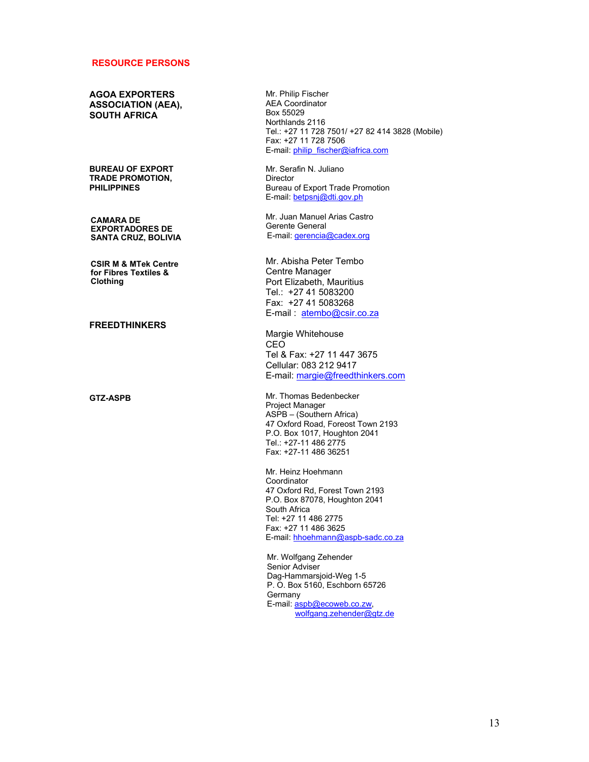## RESOURCE PERSONS

**AGOA EXPORTERS ASSOCIATION (AEA), SOUTH AFRICA**

Mr. Philip Fischer
AEA Coordinator
Box 55029
Northlands 2116
Tel.: +27 11 728 7501/ +27 82 414 3828 (Mobile)
Fax: +27 11 728 7506
E-mail: philip_fischer@iafrica.com

**BUREAU OF EXPORT TRADE PROMOTION, PHILIPPINES**

Mr. Serafin N. Juliano
Director
Bureau of Export Trade Promotion
E-mail: betpsnj@dti.gov.ph

**CAMARA DE EXPORTADORES DE SANTA CRUZ, BOLIVIA**

Mr. Juan Manuel Arias Castro
Gerente General
E-mail: gerencia@cadex.org

**CSIR M & MTek Centre for Fibres Textiles & Clothing**

Mr. Abisha Peter Tembo
Centre Manager
Port Elizabeth, Mauritius
Tel.: +27 41 5083200
Fax: +27 41 5083268
E-mail : atembo@csir.co.za

**FREEDTHINKERS**

Margie Whitehouse
CEO
Tel & Fax: +27 11 447 3675
Cellular: 083 212 9417
E-mail: margie@freedthinkers.com

**GTZ-ASPB**

Mr. Thomas Bedenbecker
Project Manager
ASPB – (Southern Africa)
47 Oxford Road, Foreost Town 2193
P.O. Box 1017, Houghton 2041
Tel.: +27-11 486 2775
Fax: +27-11 486 36251

Mr. Heinz Hoehmann
Coordinator
47 Oxford Rd, Forest Town 2193
P.O. Box 87078, Houghton 2041
South Africa
Tel: +27 11 486 2775
Fax: +27 11 486 3625
E-mail: hhoehmann@aspb-sadc.co.za

Mr. Wolfgang Zehender
Senior Adviser
Dag-Hammarsjoid-Weg 1-5
P. O. Box 5160, Eschborn 65726
Germany
E-mail: aspb@ecoweb.co.zw,
wolfgang.zehender@gtz.de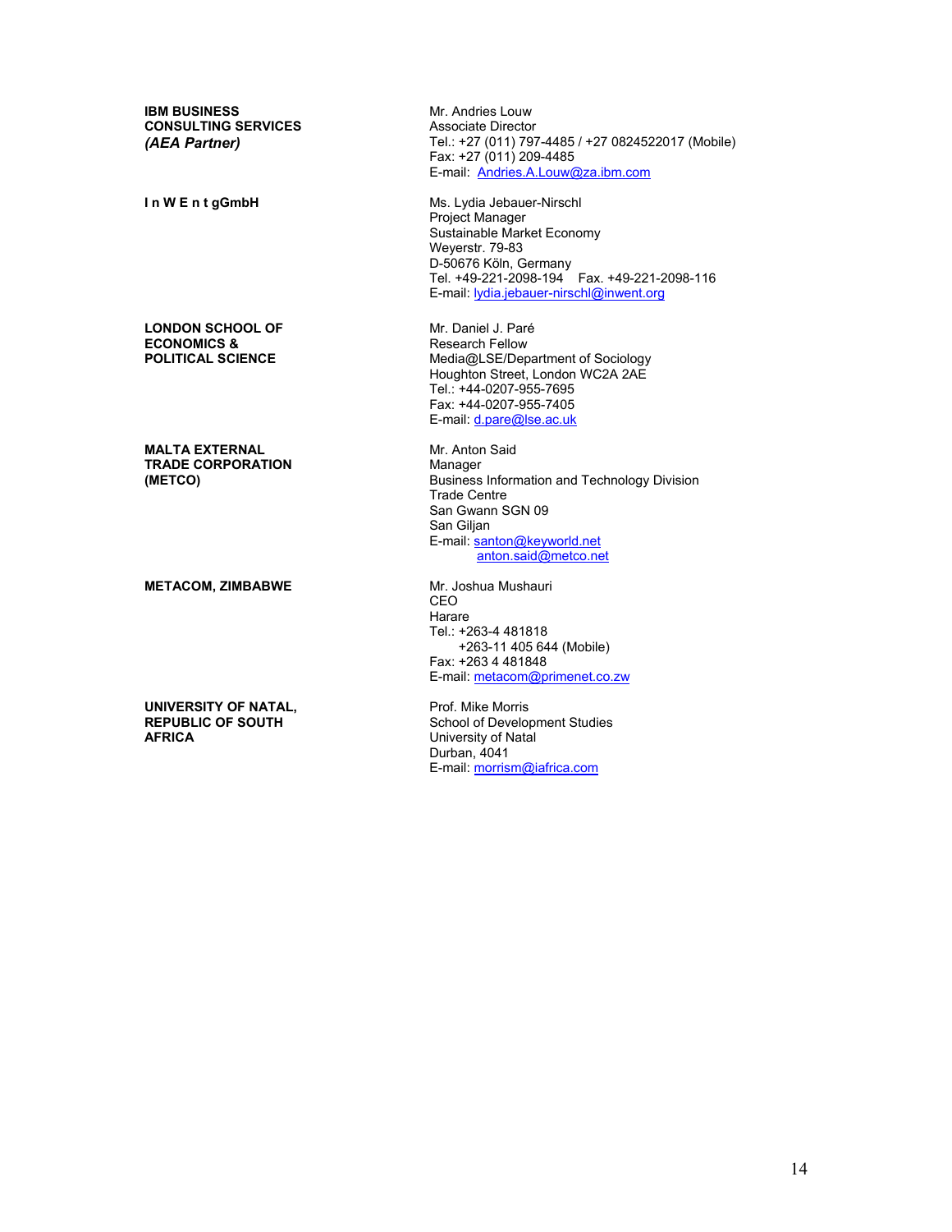**IBM BUSINESS CONSULTING SERVICES** ***(AEA Partner)***

Mr. Andries Louw
Associate Director
Tel.: +27 (011) 797-4485 / +27 0824522017 (Mobile)
Fax: +27 (011) 209-4485
E-mail: Andries.A.Louw@za.ibm.com

**I n W E n t gGmbH**

Ms. Lydia Jebauer-Nirschl
Project Manager
Sustainable Market Economy
Weyerstr. 79-83
D-50676 Köln, Germany
Tel. +49-221-2098-194 Fax. +49-221-2098-116
E-mail: lydia.jebauer-nirschl@inwent.org

**LONDON SCHOOL OF ECONOMICS & POLITICAL SCIENCE**

Mr. Daniel J. Paré
Research Fellow
Media@LSE/Department of Sociology
Houghton Street, London WC2A 2AE
Tel.: +44-0207-955-7695
Fax: +44-0207-955-7405
E-mail: d.pare@lse.ac.uk

**MALTA EXTERNAL TRADE CORPORATION (METCO)**

Mr. Anton Said
Manager
Business Information and Technology Division
Trade Centre
San Gwann SGN 09
San Giljan
E-mail: santon@keyworld.net
anton.said@metco.net

**METACOM, ZIMBABWE**

Mr. Joshua Mushauri
CEO
Harare
Tel.: +263-4 481818
+263-11 405 644 (Mobile)
Fax: +263 4 481848
E-mail: metacom@primenet.co.zw

**UNIVERSITY OF NATAL, REPUBLIC OF SOUTH AFRICA**

Prof. Mike Morris
School of Development Studies
University of Natal
Durban, 4041
E-mail: morrism@iafrica.com